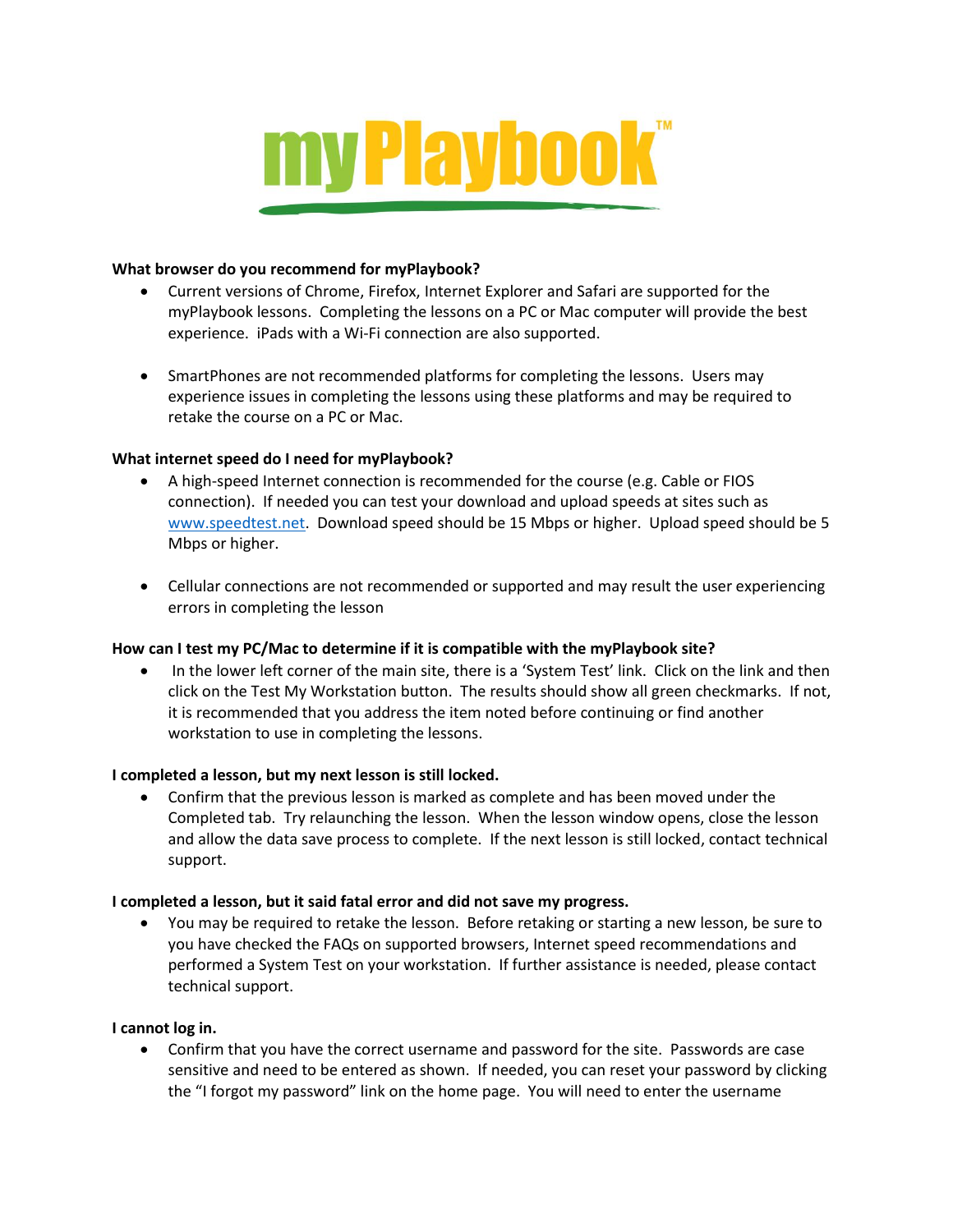# myPlaybook™

**What browser do you recommend for myPlaybook?**

- Current versions of Chrome, Firefox, Internet Explorer and Safari are supported for the myPlaybook lessons. Completing the lessons on a PC or Mac computer will provide the best experience. iPads with a Wi-Fi connection are also supported.

- SmartPhones are not recommended platforms for completing the lessons. Users may experience issues in completing the lessons using these platforms and may be required to retake the course on a PC or Mac.

**What internet speed do I need for myPlaybook?**

- A high-speed Internet connection is recommended for the course (e.g. Cable or FIOS connection). If needed you can test your download and upload speeds at sites such as www.speedtest.net. Download speed should be 15 Mbps or higher. Upload speed should be 5 Mbps or higher.

- Cellular connections are not recommended or supported and may result the user experiencing errors in completing the lesson

**How can I test my PC/Mac to determine if it is compatible with the myPlaybook site?**

- In the lower left corner of the main site, there is a 'System Test' link. Click on the link and then click on the Test My Workstation button. The results should show all green checkmarks. If not, it is recommended that you address the item noted before continuing or find another workstation to use in completing the lessons.

**I completed a lesson, but my next lesson is still locked.**

- Confirm that the previous lesson is marked as complete and has been moved under the Completed tab. Try relaunching the lesson. When the lesson window opens, close the lesson and allow the data save process to complete. If the next lesson is still locked, contact technical support.

**I completed a lesson, but it said fatal error and did not save my progress.**

- You may be required to retake the lesson. Before retaking or starting a new lesson, be sure to you have checked the FAQs on supported browsers, Internet speed recommendations and performed a System Test on your workstation. If further assistance is needed, please contact technical support.

**I cannot log in.**

- Confirm that you have the correct username and password for the site. Passwords are case sensitive and need to be entered as shown. If needed, you can reset your password by clicking the "I forgot my password" link on the home page. You will need to enter the username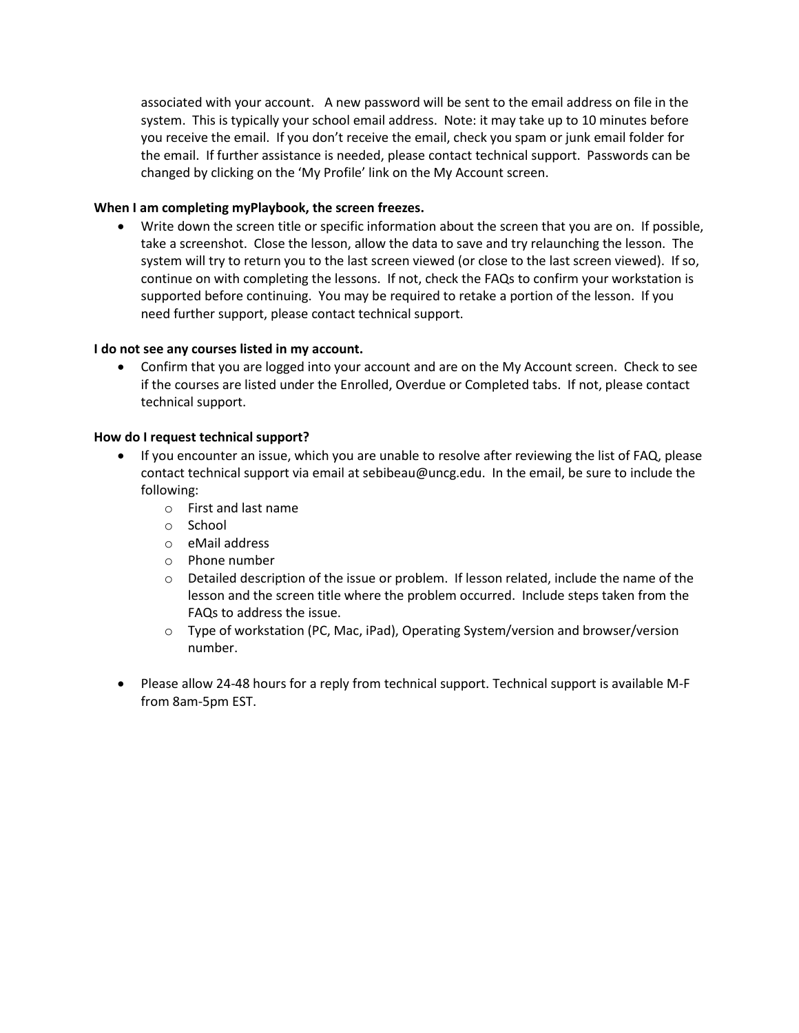associated with your account. A new password will be sent to the email address on file in the system. This is typically your school email address. Note: it may take up to 10 minutes before you receive the email. If you don't receive the email, check you spam or junk email folder for the email. If further assistance is needed, please contact technical support. Passwords can be changed by clicking on the 'My Profile' link on the My Account screen.

**When I am completing myPlaybook, the screen freezes.**

- Write down the screen title or specific information about the screen that you are on. If possible, take a screenshot. Close the lesson, allow the data to save and try relaunching the lesson. The system will try to return you to the last screen viewed (or close to the last screen viewed). If so, continue on with completing the lessons. If not, check the FAQs to confirm your workstation is supported before continuing. You may be required to retake a portion of the lesson. If you need further support, please contact technical support.

**I do not see any courses listed in my account.**

- Confirm that you are logged into your account and are on the My Account screen. Check to see if the courses are listed under the Enrolled, Overdue or Completed tabs. If not, please contact technical support.

**How do I request technical support?**

- If you encounter an issue, which you are unable to resolve after reviewing the list of FAQ, please contact technical support via email at sebibeau@uncg.edu. In the email, be sure to include the following:
  - First and last name
  - School
  - eMail address
  - Phone number
  - Detailed description of the issue or problem. If lesson related, include the name of the lesson and the screen title where the problem occurred. Include steps taken from the FAQs to address the issue.
  - Type of workstation (PC, Mac, iPad), Operating System/version and browser/version number.

- Please allow 24-48 hours for a reply from technical support. Technical support is available M-F from 8am-5pm EST.